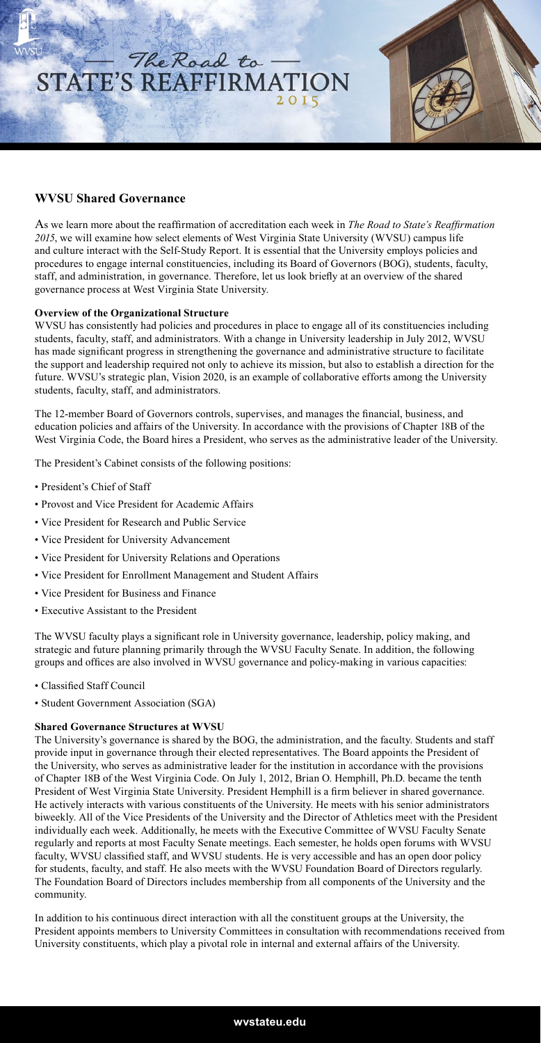# The Road to STATE'S REAFFIRMATION 2015

## WVSU Shared Governance

As we learn more about the reaffirmation of accreditation each week in *The Road to State's Reaffirmation 2015*, we will examine how select elements of West Virginia State University (WVSU) campus life and culture interact with the Self-Study Report. It is essential that the University employs policies and procedures to engage internal constituencies, including its Board of Governors (BOG), students, faculty, staff, and administration, in governance. Therefore, let us look briefly at an overview of the shared governance process at West Virginia State University.

**Overview of the Organizational Structure**

WVSU has consistently had policies and procedures in place to engage all of its constituencies including students, faculty, staff, and administrators. With a change in University leadership in July 2012, WVSU has made significant progress in strengthening the governance and administrative structure to facilitate the support and leadership required not only to achieve its mission, but also to establish a direction for the future. WVSU's strategic plan, Vision 2020, is an example of collaborative efforts among the University students, faculty, staff, and administrators.

The 12-member Board of Governors controls, supervises, and manages the financial, business, and education policies and affairs of the University. In accordance with the provisions of Chapter 18B of the West Virginia Code, the Board hires a President, who serves as the administrative leader of the University.

The President's Cabinet consists of the following positions:

- President's Chief of Staff
- Provost and Vice President for Academic Affairs
- Vice President for Research and Public Service
- Vice President for University Advancement
- Vice President for University Relations and Operations
- Vice President for Enrollment Management and Student Affairs
- Vice President for Business and Finance
- Executive Assistant to the President

The WVSU faculty plays a significant role in University governance, leadership, policy making, and strategic and future planning primarily through the WVSU Faculty Senate. In addition, the following groups and offices are also involved in WVSU governance and policy-making in various capacities:

- Classified Staff Council
- Student Government Association (SGA)

**Shared Governance Structures at WVSU**

The University's governance is shared by the BOG, the administration, and the faculty. Students and staff provide input in governance through their elected representatives. The Board appoints the President of the University, who serves as administrative leader for the institution in accordance with the provisions of Chapter 18B of the West Virginia Code. On July 1, 2012, Brian O. Hemphill, Ph.D. became the tenth President of West Virginia State University. President Hemphill is a firm believer in shared governance. He actively interacts with various constituents of the University. He meets with his senior administrators biweekly. All of the Vice Presidents of the University and the Director of Athletics meet with the President individually each week. Additionally, he meets with the Executive Committee of WVSU Faculty Senate regularly and reports at most Faculty Senate meetings. Each semester, he holds open forums with WVSU faculty, WVSU classified staff, and WVSU students. He is very accessible and has an open door policy for students, faculty, and staff. He also meets with the WVSU Foundation Board of Directors regularly. The Foundation Board of Directors includes membership from all components of the University and the community.

In addition to his continuous direct interaction with all the constituent groups at the University, the President appoints members to University Committees in consultation with recommendations received from University constituents, which play a pivotal role in internal and external affairs of the University.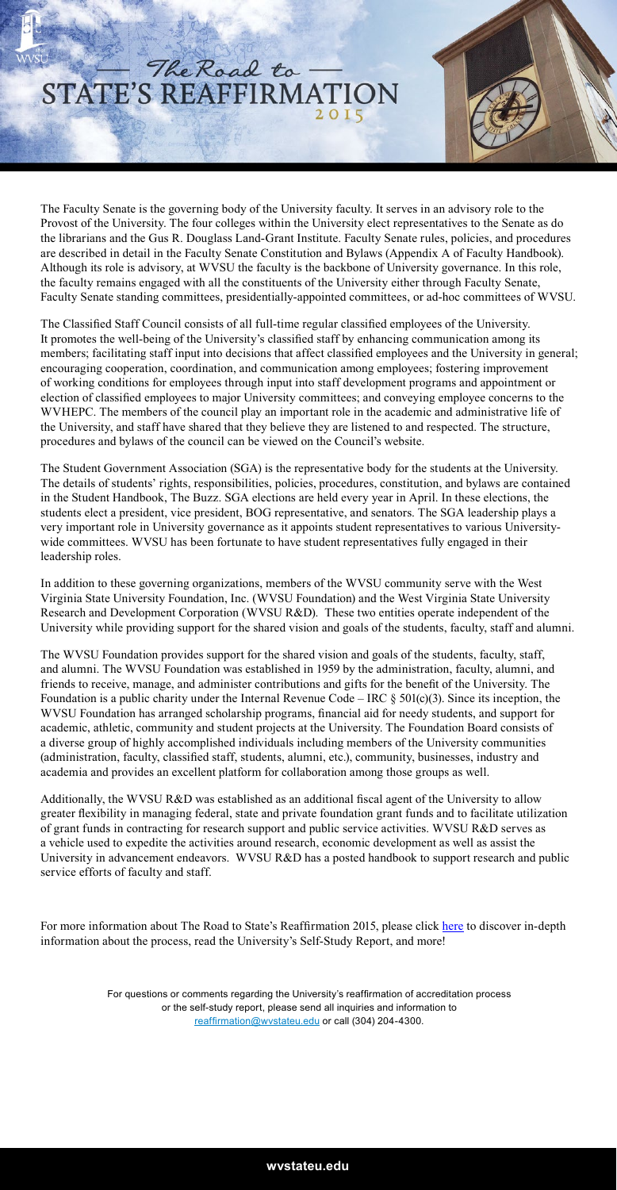# The Road to STATE'S REAFFIRMATION 2015

The Faculty Senate is the governing body of the University faculty. It serves in an advisory role to the Provost of the University. The four colleges within the University elect representatives to the Senate as do the librarians and the Gus R. Douglass Land-Grant Institute. Faculty Senate rules, policies, and procedures are described in detail in the Faculty Senate Constitution and Bylaws (Appendix A of Faculty Handbook). Although its role is advisory, at WVSU the faculty is the backbone of University governance. In this role, the faculty remains engaged with all the constituents of the University either through Faculty Senate, Faculty Senate standing committees, presidentially-appointed committees, or ad-hoc committees of WVSU.

The Classified Staff Council consists of all full-time regular classified employees of the University. It promotes the well-being of the University's classified staff by enhancing communication among its members; facilitating staff input into decisions that affect classified employees and the University in general; encouraging cooperation, coordination, and communication among employees; fostering improvement of working conditions for employees through input into staff development programs and appointment or election of classified employees to major University committees; and conveying employee concerns to the WVHEPC. The members of the council play an important role in the academic and administrative life of the University, and staff have shared that they believe they are listened to and respected. The structure, procedures and bylaws of the council can be viewed on the Council's website.

The Student Government Association (SGA) is the representative body for the students at the University. The details of students' rights, responsibilities, policies, procedures, constitution, and bylaws are contained in the Student Handbook, The Buzz. SGA elections are held every year in April. In these elections, the students elect a president, vice president, BOG representative, and senators. The SGA leadership plays a very important role in University governance as it appoints student representatives to various University-wide committees. WVSU has been fortunate to have student representatives fully engaged in their leadership roles.

In addition to these governing organizations, members of the WVSU community serve with the West Virginia State University Foundation, Inc. (WVSU Foundation) and the West Virginia State University Research and Development Corporation (WVSU R&D). These two entities operate independent of the University while providing support for the shared vision and goals of the students, faculty, staff and alumni.

The WVSU Foundation provides support for the shared vision and goals of the students, faculty, staff, and alumni. The WVSU Foundation was established in 1959 by the administration, faculty, alumni, and friends to receive, manage, and administer contributions and gifts for the benefit of the University. The Foundation is a public charity under the Internal Revenue Code – IRC § 501(c)(3). Since its inception, the WVSU Foundation has arranged scholarship programs, financial aid for needy students, and support for academic, athletic, community and student projects at the University. The Foundation Board consists of a diverse group of highly accomplished individuals including members of the University communities (administration, faculty, classified staff, students, alumni, etc.), community, businesses, industry and academia and provides an excellent platform for collaboration among those groups as well.

Additionally, the WVSU R&D was established as an additional fiscal agent of the University to allow greater flexibility in managing federal, state and private foundation grant funds and to facilitate utilization of grant funds in contracting for research support and public service activities. WVSU R&D serves as a vehicle used to expedite the activities around research, economic development as well as assist the University in advancement endeavors. WVSU R&D has a posted handbook to support research and public service efforts of faculty and staff.

For more information about The Road to State's Reaffirmation 2015, please click here to discover in-depth information about the process, read the University's Self-Study Report, and more!

For questions or comments regarding the University's reaffirmation of accreditation process or the self-study report, please send all inquiries and information to reaffirmation@wvstateu.edu or call (304) 204-4300.

wvstateu.edu